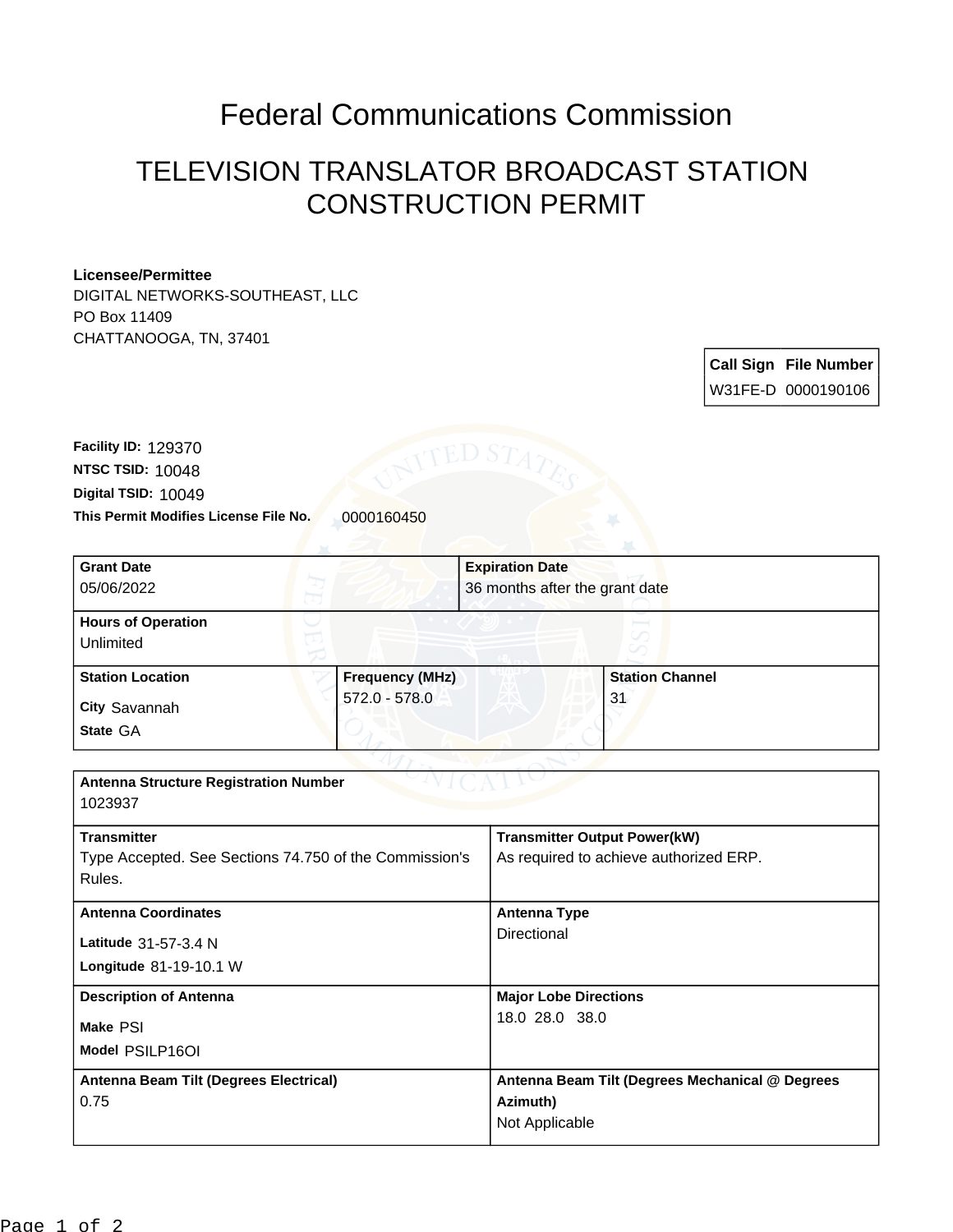# Federal Communications Commission

## TELEVISION TRANSLATOR BROADCAST STATION CONSTRUCTION PERMIT

**Licensee/Permittee**
DIGITAL NETWORKS-SOUTHEAST, LLC
PO Box 11409
CHATTANOOGA, TN, 37401

| Call Sign | File Number |
|---|---|
| W31FE-D | 0000190106 |

**Facility ID:** 129370
**NTSC TSID:** 10048
**Digital TSID:** 10049
**This Permit Modifies License File No.** 0000160450

| **Grant Date** | **Expiration Date** |
|---|---|
| 05/06/2022 | 36 months after the grant date |

**Hours of Operation**
Unlimited

| **Station Location** | **Frequency (MHz)** | **Station Channel** |
|---|---|---|
| City Savannah<br>State GA | 572.0 - 578.0 | 31 |

**Antenna Structure Registration Number**
1023937

| **Transmitter** | **Transmitter Output Power(kW)** |
|---|---|
| Type Accepted. See Sections 74.750 of the Commission's Rules. | As required to achieve authorized ERP. |
| **Antenna Coordinates** | **Antenna Type** |
| Latitude 31-57-3.4 N<br>Longitude 81-19-10.1 W | Directional |
| **Description of Antenna** | **Major Lobe Directions** |
| Make PSI<br>Model PSILP16OI | 18.0 28.0 38.0 |
| **Antenna Beam Tilt (Degrees Electrical)** | **Antenna Beam Tilt (Degrees Mechanical @ Degrees Azimuth)** |
| 0.75 | Not Applicable |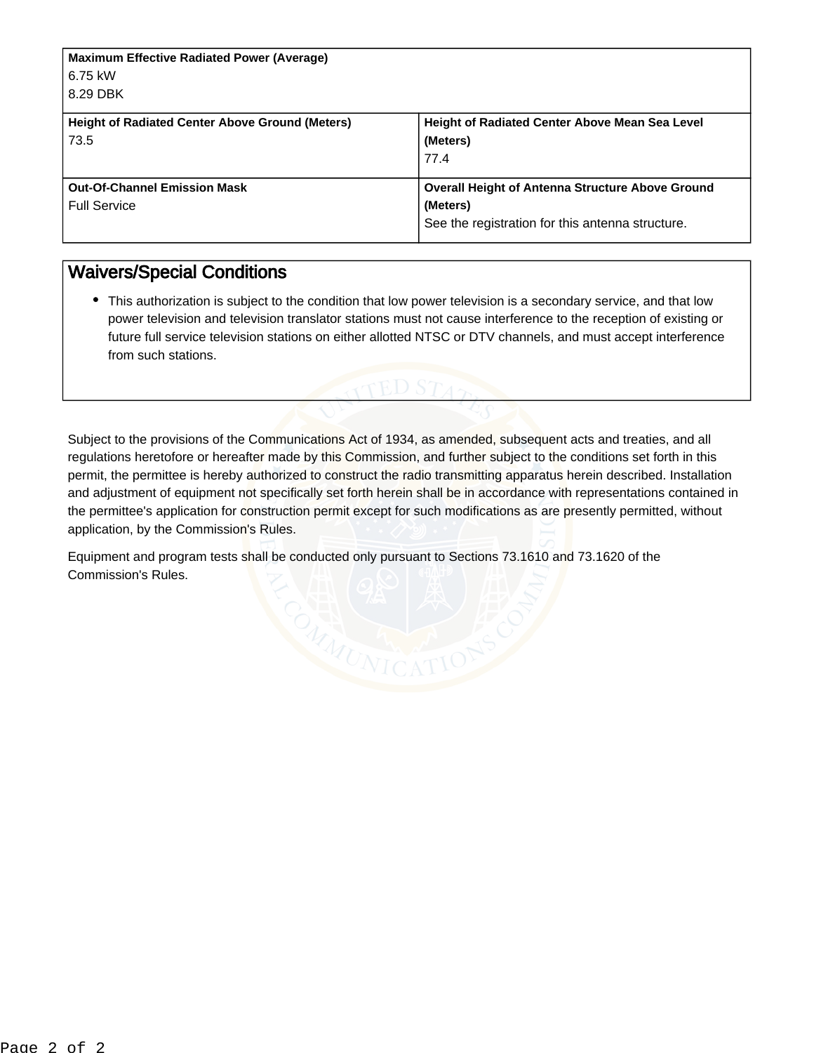| | |
|---|---|
| **Maximum Effective Radiated Power (Average)**<br>6.75 kW<br>8.29 DBK | |
| **Height of Radiated Center Above Ground (Meters)**<br>73.5 | **Height of Radiated Center Above Mean Sea Level (Meters)**<br>77.4 |
| **Out-Of-Channel Emission Mask**<br>Full Service | **Overall Height of Antenna Structure Above Ground (Meters)**<br>See the registration for this antenna structure. |

## Waivers/Special Conditions

- This authorization is subject to the condition that low power television is a secondary service, and that low power television and television translator stations must not cause interference to the reception of existing or future full service television stations on either allotted NTSC or DTV channels, and must accept interference from such stations.

Subject to the provisions of the Communications Act of 1934, as amended, subsequent acts and treaties, and all regulations heretofore or hereafter made by this Commission, and further subject to the conditions set forth in this permit, the permittee is hereby authorized to construct the radio transmitting apparatus herein described. Installation and adjustment of equipment not specifically set forth herein shall be in accordance with representations contained in the permittee's application for construction permit except for such modifications as are presently permitted, without application, by the Commission's Rules.

Equipment and program tests shall be conducted only pursuant to Sections 73.1610 and 73.1620 of the Commission's Rules.